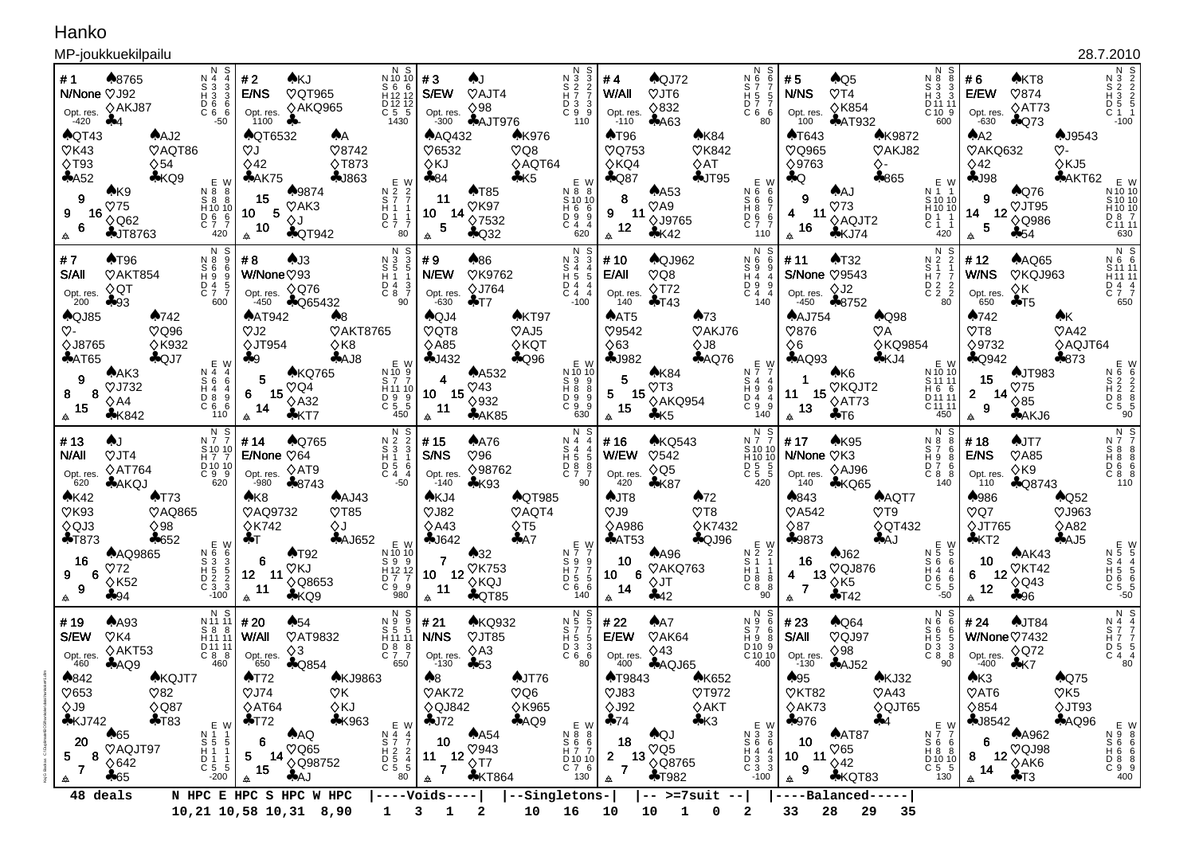# Hanko

MP-joukkuekilpailu — 28.7.2010

## Board 1 — N/None
Opt. res. -420

| | Hand |
|---|---|
| North | ♠8765 ♥J92 ♦AKJ87 ♣4 |
| West | ♠QT43 ♥K43 ♦T93 ♣A52 |
| East | ♠AJ2 ♥AQT86 ♦54 ♣KQ9 |
| South | ♠K9 ♥75 ♦Q62 ♣JT8763 |

HCP: N 9, W 9, E 16, S 6

| | N | S | | E | W |
|---|---|---|---|---|---|
| N | 4 | 4 | N | 8 | 8 |
| S | 3 | 3 | S | 8 | 8 |
| H | 3 | 3 | H | 10 | 10 |
| D | 6 | 6 | D | 6 | 6 |
| C | 6 | 6 | C | 7 | 7 |
| | -50 | | | 420 | |

## Board 2 — E/NS
Opt. res. 1100

| | Hand |
|---|---|
| North | ♠KJ ♥QT965 ♦AKQ965 ♣- |
| West | ♠QT6532 ♥J ♦42 ♣AK75 |
| East | ♠A ♥8742 ♦T873 ♣J863 |
| South | ♠9874 ♥AK3 ♦J ♣QT942 |

HCP: N 15, W 10, E 5, S 10

| | N | S | | E | W |
|---|---|---|---|---|---|
| N | 10 | 10 | N | 2 | 2 |
| S | 6 | 6 | S | 7 | 7 |
| H | 12 | 12 | H | 1 | 1 |
| D | 12 | 12 | D | 1 | 1 |
| C | 5 | 5 | C | 7 | 7 |
| | 1430 | | | 80 | |

## Board 3 — S/EW
Opt. res. -300

| | Hand |
|---|---|
| North | ♠J ♥AJT4 ♦98 ♣AJT976 |
| West | ♠AQ432 ♥6532 ♦KJ ♣84 |
| East | ♠K976 ♥Q8 ♦AQT64 ♣K5 |
| South | ♠T85 ♥K97 ♦7532 ♣Q32 |

HCP: N 11, W 10, E 14, S 5

| | N | S | | E | W |
|---|---|---|---|---|---|
| N | 3 | 3 | N | 8 | 8 |
| S | 2 | 2 | S | 10 | 10 |
| H | 7 | 7 | H | 6 | 6 |
| D | 3 | 3 | D | 9 | 9 |
| C | 9 | 9 | C | 4 | 4 |
| | 110 | | | 620 | |

## Board 4 — W/All
Opt. res. -110

| | Hand |
|---|---|
| North | ♠QJ72 ♥JT6 ♦832 ♣A63 |
| West | ♠T96 ♥Q753 ♦KQ4 ♣Q87 |
| East | ♠K84 ♥K842 ♦AT ♣JT95 |
| South | ♠A53 ♥A9 ♦J9765 ♣K42 |

HCP: N 8, W 9, E 11, S 12

| | N | S | | E | W |
|---|---|---|---|---|---|
| N | 6 | 6 | N | 6 | 6 |
| S | 7 | 7 | S | 6 | 6 |
| H | 5 | 5 | H | 8 | 7 |
| D | 7 | 7 | D | 6 | 6 |
| C | 6 | 6 | C | 7 | 7 |
| | 80 | | | 110 | |

## Board 5 — N/NS
Opt. res. 100

| | Hand |
|---|---|
| North | ♠Q5 ♥T4 ♦K854 ♣AT932 |
| West | ♠T643 ♥Q965 ♦9763 ♣Q |
| East | ♠K9872 ♥AKJ82 ♦- ♣865 |
| South | ♠AJ ♥73 ♦AQJT2 ♣KJ74 |

HCP: N 9, W 4, E 11, S 16

| | N | S | | E | W |
|---|---|---|---|---|---|
| N | 8 | 8 | N | 1 | 1 |
| S | 3 | 3 | S | 10 | 10 |
| H | 3 | 3 | H | 10 | 10 |
| D | 11 | 11 | D | 1 | 1 |
| C | 10 | 9 | C | 1 | 1 |
| | 600 | | | 420 | |

## Board 6 — E/EW
Opt. res. -630

| | Hand |
|---|---|
| North | ♠KT8 ♥874 ♦AT73 ♣Q73 |
| West | ♠A2 ♥AKQ632 ♦42 ♣J98 |
| East | ♠J9543 ♥- ♦KJ5 ♣AKT62 |
| South | ♠Q76 ♥JT95 ♦Q986 ♣54 |

HCP: N 9, W 14, E 12, S 5

| | N | S | | E | W |
|---|---|---|---|---|---|
| N | 3 | 2 | N | 10 | 10 |
| S | 2 | 2 | S | 10 | 10 |
| H | 3 | 2 | H | 10 | 10 |
| D | 5 | 5 | D | 8 | 7 |
| C | 1 | 1 | C | 11 | 11 |
| | -100 | | | 630 | |

## Board 7 — S/All
Opt. res. 200

| | Hand |
|---|---|
| North | ♠T96 ♥AKT854 ♦QT ♣93 |
| West | ♠QJ85 ♥- ♦J8765 ♣AT65 |
| East | ♠742 ♥Q96 ♦K932 ♣QJ7 |
| South | ♠AK3 ♥J732 ♦A4 ♣K842 |

HCP: N 9, W 8, E 8, S 15

| | N | S | | E | W |
|---|---|---|---|---|---|
| N | 8 | 9 | N | 4 | 4 |
| S | 6 | 6 | S | 6 | 6 |
| H | 9 | 9 | H | 4 | 4 |
| D | 4 | 5 | D | 8 | 9 |
| C | 7 | 7 | C | 6 | 6 |
| | 600 | | | 110 | |

## Board 8 — W/None
Opt. res. -450

| | Hand |
|---|---|
| North | ♠J3 ♥93 ♦Q76 ♣Q65432 |
| West | ♠AT942 ♥J2 ♦JT954 ♣9 |
| East | ♠8 ♥AKT8765 ♦K8 ♣AJ8 |
| South | ♠KQ765 ♥Q4 ♦A32 ♣KT7 |

HCP: N 5, W 6, E 15, S 14

| | N | S | | E | W |
|---|---|---|---|---|---|
| N | 3 | 3 | N | 10 | 9 |
| S | 5 | 5 | S | 7 | 7 |
| H | 1 | 1 | H | 11 | 10 |
| D | 4 | 3 | D | 9 | 9 |
| C | 8 | 7 | C | 5 | 5 |
| | 90 | | | 450 | |

## Board 9 — N/EW
Opt. res. -630

| | Hand |
|---|---|
| North | ♠86 ♥K9762 ♦J764 ♣T7 |
| West | ♠QJ4 ♥QT8 ♦A85 ♣J432 |
| East | ♠KT97 ♥AJ5 ♦KQT ♣Q96 |
| South | ♠A532 ♥43 ♦932 ♣AK85 |

HCP: N 4, W 10, E 15, S 11

| | N | S | | E | W |
|---|---|---|---|---|---|
| N | 3 | 3 | N | 10 | 10 |
| S | 4 | 4 | S | 9 | 9 |
| H | 5 | 5 | H | 8 | 8 |
| D | 4 | 4 | D | 9 | 9 |
| C | 4 | 4 | C | 9 | 9 |
| | -100 | | | 630 | |

## Board 10 — E/All
Opt. res. 140

| | Hand |
|---|---|
| North | ♠QJ962 ♥Q8 ♦T72 ♣T43 |
| West | ♠AT5 ♥9542 ♦63 ♣J982 |
| East | ♠73 ♥AKJ76 ♦J8 ♣AQ76 |
| South | ♠K84 ♥T3 ♦AKQ954 ♣K5 |

HCP: N 5, W 5, E 15, S 15

| | N | S | | E | W |
|---|---|---|---|---|---|
| N | 6 | 6 | N | 7 | 7 |
| S | 9 | 9 | S | 4 | 4 |
| H | 4 | 4 | H | 9 | 9 |
| D | 9 | 9 | D | 4 | 4 |
| C | 4 | 4 | C | 9 | 9 |
| | 140 | | | 140 | |

## Board 11 — S/None
Opt. res. -450

| | Hand |
|---|---|
| North | ♠T32 ♥9543 ♦J2 ♣8752 |
| West | ♠AJ754 ♥876 ♦6 ♣AQ93 |
| East | ♠Q98 ♥A ♦KQ9854 ♣KJ4 |
| South | ♠K6 ♥KQJT2 ♦AT73 ♣T6 |

HCP: N 1, W 11, E 15, S 13

| | N | S | | E | W |
|---|---|---|---|---|---|
| N | 2 | 2 | N | 10 | 10 |
| S | 1 | 1 | S | 11 | 11 |
| H | 7 | 7 | H | 6 | 6 |
| D | 2 | 2 | D | 11 | 11 |
| C | 2 | 2 | C | 11 | 11 |
| | 80 | | | 450 | |

## Board 12 — W/NS
Opt. res. 650

| | Hand |
|---|---|
| North | ♠AQ65 ♥KQJ963 ♦K ♣T5 |
| West | ♠742 ♥T8 ♦9732 ♣Q942 |
| East | ♠K ♥A42 ♦AQJT64 ♣873 |
| South | ♠JT983 ♥75 ♦85 ♣AKJ6 |

HCP: N 15, W 2, E 14, S 9

| | N | S | | E | W |
|---|---|---|---|---|---|
| N | 6 | 6 | N | 6 | 6 |
| S | 11 | 11 | S | 2 | 2 |
| H | 11 | 11 | H | 2 | 2 |
| D | 4 | 4 | D | 8 | 8 |
| C | 7 | 7 | C | 5 | 5 |
| | 650 | | | 90 | |

## Board 13 — N/All
Opt. res. 620

| | Hand |
|---|---|
| North | ♠J ♥JT4 ♦AT764 ♣AKQJ |
| West | ♠K42 ♥K93 ♦QJ3 ♣T873 |
| East | ♠T73 ♥AQ865 ♦98 ♣652 |
| South | ♠AQ9865 ♥72 ♦K52 ♣94 |

HCP: N 16, W 9, E 6, S 9

| | N | S | | E | W |
|---|---|---|---|---|---|
| N | 7 | 7 | N | 6 | 6 |
| S | 10 | 10 | S | 3 | 3 |
| H | 7 | 7 | H | 5 | 5 |
| D | 10 | 10 | D | 2 | 2 |
| C | 9 | 9 | C | 3 | 3 |
| | 620 | | | -100 | |

## Board 14 — E/None
Opt. res. -980

| | Hand |
|---|---|
| North | ♠Q765 ♥64 ♦AT9 ♣8743 |
| West | ♠K8 ♥AQ9732 ♦K742 ♣T |
| East | ♠AJ43 ♥T85 ♦J ♣AJ652 |
| South | ♠T92 ♥KJ ♦Q8653 ♣KQ9 |

HCP: N 6, W 12, E 11, S 11

| | N | S | | E | W |
|---|---|---|---|---|---|
| N | 2 | 2 | N | 10 | 10 |
| S | 3 | 3 | S | 9 | 9 |
| H | 1 | 1 | H | 12 | 12 |
| D | 5 | 5 | D | 7 | 7 |
| C | 4 | 4 | C | 9 | 9 |
| | -50 | | | 980 | |

## Board 15 — S/NS
Opt. res. -140

| | Hand |
|---|---|
| North | ♠A76 ♥96 ♦98762 ♣K93 |
| West | ♠KJ4 ♥J82 ♦A43 ♣J642 |
| East | ♠QT985 ♥AQT4 ♦T5 ♣A7 |
| South | ♠32 ♥K753 ♦KQJ ♣QT85 |

HCP: N 7, W 10, E 12, S 11

| | N | S | | E | W |
|---|---|---|---|---|---|
| N | 4 | 4 | N | 7 | 7 |
| S | 4 | 4 | S | 9 | 9 |
| H | 5 | 5 | H | 7 | 7 |
| D | 8 | 8 | D | 5 | 5 |
| C | 7 | 7 | C | 6 | 6 |
| | 90 | | | 140 | |

## Board 16 — W/EW
Opt. res. 420

| | Hand |
|---|---|
| North | ♠KQ543 ♥542 ♦Q5 ♣K87 |
| West | ♠JT8 ♥J9 ♦A986 ♣AT53 |
| East | ♠72 ♥T8 ♦K7432 ♣QJ96 |
| South | ♠A96 ♥AKQ763 ♦JT ♣42 |

HCP: N 10, W 10, E 6, S 14

| | N | S | | E | W |
|---|---|---|---|---|---|
| N | 7 | 7 | N | 2 | 2 |
| S | 10 | 10 | S | 1 | 1 |
| H | 10 | 10 | H | 1 | 1 |
| D | 5 | 5 | D | 8 | 8 |
| C | 5 | 5 | C | 8 | 8 |
| | 420 | | | 90 | |

## Board 17 — N/None
Opt. res. 140

| | Hand |
|---|---|
| North | ♠K95 ♥K3 ♦AJ96 ♣KQ65 |
| West | ♠843 ♥A542 ♦87 ♣9873 |
| East | ♠AQT7 ♥T9 ♦QT432 ♣AJ |
| South | ♠J62 ♥QJ876 ♦K5 ♣T42 |

HCP: N 16, W 4, E 13, S 7

| | N | S | | E | W |
|---|---|---|---|---|---|
| N | 8 | 8 | N | 5 | 5 |
| S | 7 | 6 | S | 6 | 6 |
| H | 9 | 8 | H | 4 | 4 |
| D | 7 | 6 | D | 6 | 6 |
| C | 8 | 8 | C | 5 | 5 |
| | 140 | | | -50 | |

## Board 18 — E/NS
Opt. res. 110

| | Hand |
|---|---|
| North | ♠JT7 ♥A85 ♦K9 ♣Q8743 |
| West | ♠986 ♥Q7 ♦JT765 ♣KT2 |
| East | ♠Q52 ♥J963 ♦A82 ♣AJ5 |
| South | ♠AK43 ♥KT42 ♦Q43 ♣96 |

HCP: N 10, W 6, E 12, S 12

| | N | S | | E | W |
|---|---|---|---|---|---|
| N | 7 | 7 | N | 5 | 5 |
| S | 8 | 8 | S | 4 | 4 |
| H | 8 | 8 | H | 5 | 5 |
| D | 6 | 6 | D | 6 | 6 |
| C | 8 | 8 | C | 5 | 5 |
| | 110 | | | -50 | |

## Board 19 — S/EW
Opt. res. 460

| | Hand |
|---|---|
| North | ♠A93 ♥K4 ♦AKT53 ♣AQ9 |
| West | ♠842 ♥653 ♦J9 ♣KJ742 |
| East | ♠KQJT7 ♥82 ♦Q87 ♣T83 |
| South | ♠65 ♥AQJT97 ♦642 ♣65 |

HCP: N 20, W 5, E 8, S 7

| | N | S | | E | W |
|---|---|---|---|---|---|
| N | 11 | 11 | N | 1 | 1 |
| S | 8 | 8 | S | 5 | 5 |
| H | 11 | 11 | H | 1 | 1 |
| D | 11 | 11 | D | 1 | 1 |
| C | 8 | 8 | C | 5 | 5 |
| | 460 | | | -200 | |

## Board 20 — W/All
Opt. res. 650

| | Hand |
|---|---|
| North | ♠54 ♥AT9832 ♦3 ♣Q854 |
| West | ♠T72 ♥J74 ♦AT64 ♣T72 |
| East | ♠KJ9863 ♥K ♦KJ ♣K963 |
| South | ♠AQ ♥Q65 ♦Q98752 ♣AJ |

HCP: N 5, W 5, E 14, S 15

| | N | S | | E | W |
|---|---|---|---|---|---|
| N | 9 | 9 | N | 4 | 4 |
| S | 5 | 5 | S | 7 | 7 |
| H | 11 | 11 | H | 2 | 2 |
| D | 8 | 8 | D | 5 | 4 |
| C | 7 | 7 | C | 5 | 5 |
| | 650 | | | 80 | |

## Board 21 — N/NS
Opt. res. -130

| | Hand |
|---|---|
| North | ♠KQ932 ♥JT85 ♦A3 ♣53 |
| West | ♠8 ♥AK72 ♦QJ842 ♣J72 |
| East | ♠JT76 ♥Q6 ♦K965 ♣AQ9 |
| South | ♠A54 ♥943 ♦T7 ♣KT864 |

HCP: N 11, W 11, E 12, S 7

| | N | S | | E | W |
|---|---|---|---|---|---|
| N | 5 | 5 | N | 8 | 8 |
| S | 7 | 7 | S | 6 | 6 |
| H | 5 | 5 | H | 7 | 7 |
| D | 3 | 3 | D | 10 | 10 |
| C | 6 | 6 | C | 7 | 6 |
| | 80 | | | 130 | |

## Board 22 — E/EW
Opt. res. 400

| | Hand |
|---|---|
| North | ♠A7 ♥AK64 ♦43 ♣AQJ65 |
| West | ♠T9843 ♥J83 ♦J92 ♣74 |
| East | ♠K652 ♥T972 ♦AKT ♣K3 |
| South | ♠QJ ♥Q5 ♦Q8765 ♣T982 |

HCP: N 18, W 2, E 13, S 7

| | N | S | | E | W |
|---|---|---|---|---|---|
| N | 9 | 6 | N | 3 | 3 |
| S | 7 | 6 | S | 6 | 6 |
| H | 9 | 8 | H | 4 | 4 |
| D | 10 | 9 | D | 3 | 3 |
| C | 10 | 10 | C | 3 | 3 |
| | 400 | | | -100 | |

## Board 23 — S/All
Opt. res. -130

| | Hand |
|---|---|
| North | ♠Q64 ♥QJ97 ♦98 ♣AJ52 |
| West | ♠95 ♥KT82 ♦AK73 ♣976 |
| East | ♠KJ32 ♥A43 ♦QJT65 ♣4 |
| South | ♠AT87 ♥65 ♦42 ♣KQT83 |

HCP: N 10, W 10, E 11, S 9

| | N | S | | E | W |
|---|---|---|---|---|---|
| N | 6 | 6 | N | 7 | 7 |
| S | 6 | 6 | S | 6 | 6 |
| H | 5 | 5 | H | 8 | 8 |
| D | 3 | 3 | D | 10 | 10 |
| C | 8 | 8 | C | 5 | 5 |
| | 90 | | | 130 | |

## Board 24 — W/None
Opt. res. -400

| | Hand |
|---|---|
| North | ♠JT84 ♥7432 ♦Q72 ♣K7 |
| West | ♠K3 ♥AT6 ♦854 ♣J8542 |
| East | ♠Q75 ♥K5 ♦JT93 ♣AQ96 |
| South | ♠A962 ♥QJ98 ♦AK6 ♣T3 |

HCP: N 6, W 8, E 12, S 14

| | N | S | | E | W |
|---|---|---|---|---|---|
| N | 4 | 4 | N | 9 | 8 |
| S | 7 | 7 | S | 6 | 6 |
| H | 7 | 7 | H | 6 | 6 |
| D | 5 | 5 | D | 8 | 8 |
| C | 4 | 4 | C | 9 | 9 |
| | 80 | | | 400 | |

## Summary

| 48 deals | N HPC | E HPC | S HPC | W HPC |
|---|---|---|---|---|
| | 10,21 | 10,58 | 10,31 | 8,90 |

| | N | E | S | W |
|---|---|---|---|---|
| Voids | 1 | 3 | 1 | 2 |
| Singletons | 10 | 16 | 10 | 10 |
| >=7suit | 1 | 0 | 2 | |
| Balanced | 33 | 28 | 29 | 35 |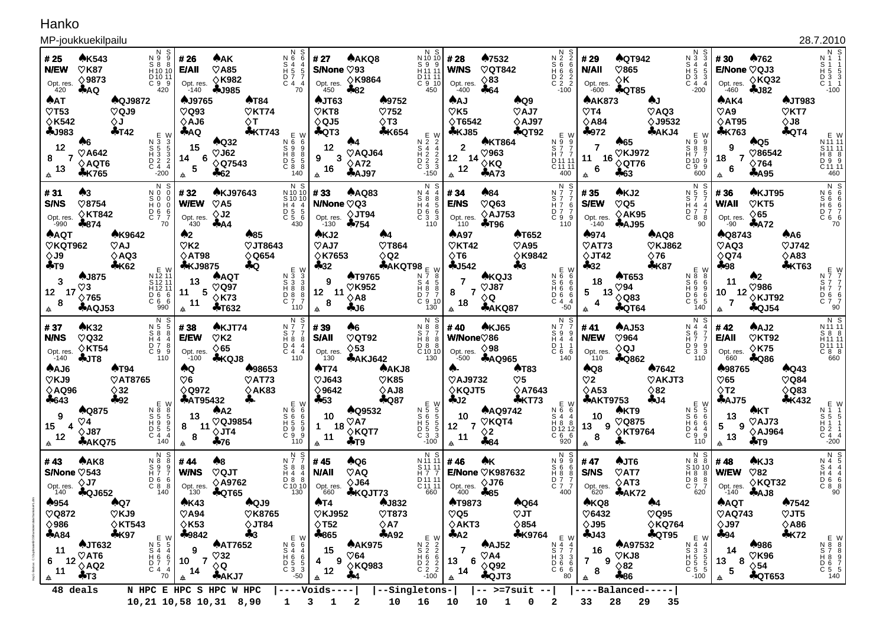# Hanko

MP-joukkuekilpailu

28.7.2010

### # 25 N/EW

Opt. res. 420

| Hand | ♠ | ♥ | ♦ | ♣ | HCP |
|---|---|---|---|---|---|
| N | K543 | K87 | 9873 | AQ | 12 |
| W | AT | T53 | K542 | J983 | 8 |
| E | QJ9872 | QJ9 | J | T42 | 7 |
| S | 6 | A642 | AQT6 | K765 | 13 |

| | N | S | E | W |
|---|---|---|---|---|
| N | 9 | 9 | 3 | 3 |
| S | 8 | 8 | 5 | 5 |
| H | 10 | 10 | 3 | 3 |
| D | 10 | 11 | 2 | 2 |
| C | 9 | 9 | 4 | 4 |
| | 420 | | -200 | |

### # 26 E/All

Opt. res. -140

| Hand | ♠ | ♥ | ♦ | ♣ | HCP |
|---|---|---|---|---|---|
| N | AK | A85 | K982 | J985 | 15 |
| W | J9765 | Q93 | AJ6 | AQ | 14 |
| E | T84 | KT74 | T | KT743 | 6 |
| S | Q32 | J62 | Q7543 | 62 | 5 |

| | N | S | E | W |
|---|---|---|---|---|
| N | 6 | 6 | 6 | 6 |
| S | 4 | 4 | 9 | 9 |
| H | 5 | 5 | 8 | 8 |
| D | 7 | 7 | 5 | 5 |
| C | 4 | 4 | 8 | 8 |
| | 70 | | 140 | |

### # 27 S/None

Opt. res. 450

| Hand | ♠ | ♥ | ♦ | ♣ | HCP |
|---|---|---|---|---|---|
| N | AKQ8 | 93 | K9864 | 82 | 12 |
| W | JT63 | KT8 | QJ5 | QT3 | 9 |
| E | 9752 | 752 | T3 | K654 | 3 |
| S | 4 | AQJ64 | A72 | AJ97 | 16 |

| | N | S | E | W |
|---|---|---|---|---|
| N | 10 | 10 | 2 | 2 |
| S | 9 | 9 | 4 | 4 |
| H | 11 | 11 | 2 | 2 |
| D | 11 | 11 | 2 | 2 |
| C | 9 | 10 | 3 | 3 |
| | 450 | | -150 | |

### # 28 W/NS

Opt. res. -400

| Hand | ♠ | ♥ | ♦ | ♣ | HCP |
|---|---|---|---|---|---|
| N | 7532 | QT842 | 83 | 64 | 2 |
| W | AJ | K5 | T6542 | KJ85 | 12 |
| E | Q9 | AJ7 | AJ97 | QT92 | 14 |
| S | KT864 | 963 | KQ | A73 | 12 |

| | N | S | E | W |
|---|---|---|---|---|
| N | 2 | 2 | 9 | 9 |
| S | 6 | 6 | 7 | 7 |
| H | 6 | 6 | 7 | 7 |
| D | 2 | 2 | 11 | 11 |
| C | 2 | 2 | 11 | 11 |
| | -100 | | 400 | |

### # 29 N/All

Opt. res. -600

| Hand | ♠ | ♥ | ♦ | ♣ | HCP |
|---|---|---|---|---|---|
| N | QT942 | 865 | K | QT85 | 7 |
| W | AK873 | T4 | A84 | 972 | 11 |
| E | J | AQ3 | J9532 | AKJ4 | 16 |
| S | 65 | KJ972 | QT76 | 63 | 6 |

| | N | S | E | W |
|---|---|---|---|---|
| N | 3 | 3 | 9 | 9 |
| S | 4 | 4 | 8 | 8 |
| H | 5 | 5 | 7 | 7 |
| D | 3 | 3 | 10 | 9 |
| C | 4 | 4 | 9 | 9 |
| | -200 | | 600 | |

### # 30 E/None

Opt. res. -460

| Hand | ♠ | ♥ | ♦ | ♣ | HCP |
|---|---|---|---|---|---|
| N | 762 | QJ3 | KQ32 | J82 | 9 |
| W | AK4 | A9 | AT95 | K763 | 18 |
| E | JT983 | KT7 | J8 | QT4 | 7 |
| S | Q5 | 86542 | 764 | A95 | 6 |

| | N | S | E | W |
|---|---|---|---|---|
| N | 1 | 1 | 11 | 11 |
| S | 1 | 1 | 11 | 11 |
| H | 5 | 5 | 8 | 8 |
| D | 3 | 3 | 9 | 9 |
| C | 1 | 1 | 11 | 11 |
| | -100 | | 460 | |

### # 31 S/NS

Opt. res. -990

| Hand | ♠ | ♥ | ♦ | ♣ | HCP |
|---|---|---|---|---|---|
| N | 3 | 8754 | KT842 | 874 | 3 |
| W | AQT | KQT962 | J9 | T9 | 12 |
| E | K9642 | AJ | AQ3 | K62 | 17 |
| S | J875 | 3 | 765 | AQJ53 | 8 |

| | N | S | E | W |
|---|---|---|---|---|
| N | 0 | 0 | 12 | 11 |
| S | 0 | 0 | 12 | 11 |
| H | 0 | 0 | 12 | 11 |
| D | 6 | 6 | 6 | 6 |
| C | 7 | 7 | 6 | 6 |
| | 70 | | 990 | |

### # 32 W/EW

Opt. res. 430

| Hand | ♠ | ♥ | ♦ | ♣ | HCP |
|---|---|---|---|---|---|
| N | KJ97643 | A5 | J2 | A4 | 13 |
| W | 2 | K2 | AT98 | KJ9875 | 11 |
| E | 85 | JT8643 | Q654 | Q | 5 |
| S | AQT | Q97 | K73 | T632 | 11 |

| | N | S | E | W |
|---|---|---|---|---|
| N | 10 | 10 | 3 | 3 |
| S | 10 | 10 | 3 | 3 |
| H | 4 | 4 | 8 | 8 |
| D | 5 | 5 | 8 | 8 |
| C | 5 | 6 | 7 | 7 |
| | 430 | | 110 | |

### # 33 N/None

Opt. res. -130

| Hand | ♠ | ♥ | ♦ | ♣ | HCP |
|---|---|---|---|---|---|
| N | AQ83 | Q3 | JT94 | 754 | 9 |
| W | KJ2 | AJ7 | K7653 | 32 | 12 |
| E | 4 | T864 | Q2 | AKQT98 | 11 |
| S | T9765 | K952 | A8 | J6 | 8 |

| | N | S | E | W |
|---|---|---|---|---|
| N | 4 | 4 | 7 | 8 |
| S | 8 | 8 | 4 | 5 |
| H | 4 | 5 | 8 | 8 |
| D | 6 | 6 | 7 | 7 |
| C | 3 | 3 | 9 | 10 |
| | 110 | | 130 | |

### # 34 E/NS

Opt. res. 110

| Hand | ♠ | ♥ | ♦ | ♣ | HCP |
|---|---|---|---|---|---|
| N | 84 | Q63 | AJ753 | T96 | 7 |
| W | A97 | KT42 | T6 | J542 | 8 |
| E | T652 | A95 | K9842 | 3 | 7 |
| S | KQJ3 | J87 | Q | AKQ87 | 18 |

| | N | S | E | W |
|---|---|---|---|---|
| N | 7 | 7 | 6 | 6 |
| S | 7 | 7 | 6 | 6 |
| H | 7 | 6 | 6 | 6 |
| D | 7 | 7 | 6 | 6 |
| C | 9 | 9 | 4 | 4 |
| | 110 | | -50 | |

### # 35 S/EW

Opt. res. -140

| Hand | ♠ | ♥ | ♦ | ♣ | HCP |
|---|---|---|---|---|---|
| N | KJ2 | Q5 | AK95 | AJ95 | 18 |
| W | 974 | AT73 | JT42 | 32 | 5 |
| E | AQ8 | KJ862 | 76 | K87 | 13 |
| S | T653 | 94 | Q83 | QT64 | 4 |

| | N | S | E | W |
|---|---|---|---|---|
| N | 5 | 5 | 8 | 8 |
| S | 7 | 7 | 6 | 6 |
| H | 4 | 4 | 9 | 9 |
| D | 7 | 7 | 6 | 6 |
| C | 8 | 8 | 5 | 5 |
| | 90 | | 140 | |

### # 36 W/All

Opt. res. -90

| Hand | ♠ | ♥ | ♦ | ♣ | HCP |
|---|---|---|---|---|---|
| N | KJT95 | KT5 | 65 | A72 | 11 |
| W | Q8743 | AQ3 | Q74 | 98 | 10 |
| E | A6 | J742 | A83 | KT63 | 12 |
| S | 2 | 986 | KJT92 | QJ54 | 7 |

| | N | S | E | W |
|---|---|---|---|---|
| N | 6 | 6 | 7 | 7 |
| S | 6 | 6 | 7 | 7 |
| H | 6 | 6 | 7 | 7 |
| D | 7 | 7 | 6 | 6 |
| C | 6 | 6 | 7 | 7 |
| | 70 | | 90 | |

### # 37 N/NS

Opt. res. -140

| Hand | ♠ | ♥ | ♦ | ♣ | HCP |
|---|---|---|---|---|---|
| N | K32 | Q32 | KT54 | JT8 | 9 |
| W | AJ6 | KJ9 | AQ96 | 643 | 15 |
| E | T94 | AT8765 | 32 | 92 | 4 |
| S | Q875 | 4 | J87 | AKQ75 | 12 |

| | N | S | E | W |
|---|---|---|---|---|
| N | 5 | 5 | 8 | 8 |
| S | 8 | 8 | 5 | 5 |
| H | 4 | 4 | 9 | 9 |
| D | 7 | 8 | 5 | 5 |
| C | 9 | 9 | 4 | 4 |
| | 110 | | 140 | |

### # 38 E/EW

Opt. res. -100

| Hand | ♠ | ♥ | ♦ | ♣ | HCP |
|---|---|---|---|---|---|
| N | KJT74 | K2 | 65 | KQJ8 | 13 |
| W | Q | 6 | Q972 | AT95432 | 8 |
| E | 98653 | AT73 | AK83 | - | 11 |
| S | A2 | QJ9854 | JT4 | 76 | 8 |

| | N | S | E | W |
|---|---|---|---|---|
| N | 7 | 7 | 6 | 6 |
| S | 7 | 7 | 6 | 6 |
| H | 8 | 8 | 5 | 5 |
| D | 4 | 4 | 9 | 9 |
| C | 4 | 4 | 9 | 9 |
| | 110 | | 110 | |

### # 39 S/All

Opt. res. 130

| Hand | ♠ | ♥ | ♦ | ♣ | HCP |
|---|---|---|---|---|---|
| N | 6 | QT92 | 53 | AKJ642 | 10 |
| W | T74 | J643 | 9642 | 53 | 1 |
| E | AKJ8 | K85 | AJ8 | Q87 | 18 |
| S | Q9532 | A7 | KQT7 | T9 | 11 |

| | N | S | E | W |
|---|---|---|---|---|
| N | 8 | 8 | 5 | 5 |
| S | 7 | 7 | 6 | 5 |
| H | 8 | 8 | 5 | 5 |
| D | 8 | 8 | 5 | 5 |
| C | 10 | 10 | 3 | 3 |
| | 130 | | -100 | |

### # 40 W/None

Opt. res. -500

| Hand | ♠ | ♥ | ♦ | ♣ | HCP |
|---|---|---|---|---|---|
| N | KJ65 | 86 | 98 | AQ965 | 10 |
| W | - | AJ9732 | KQJT5 | J2 | 12 |
| E | T83 | 5 | A7643 | KT73 | 7 |
| S | AQ9742 | KQT4 | 2 | 84 | 11 |

| | N | S | E | W |
|---|---|---|---|---|
| N | 7 | 7 | 6 | 6 |
| S | 9 | 9 | 4 | 4 |
| H | 4 | 4 | 8 | 8 |
| D | 1 | 1 | 12 | 12 |
| C | 6 | 6 | 6 | 6 |
| | 140 | | 920 | |

### # 41 N/EW

Opt. res. 110

| Hand | ♠ | ♥ | ♦ | ♣ | HCP |
|---|---|---|---|---|---|
| N | AJ53 | 964 | QJ | Q862 | 10 |
| W | Q8 | 2 | A53 | AKT9753 | 13 |
| E | 7642 | AKJT3 | 82 | J4 | 9 |
| S | KT9 | Q875 | KT9764 | - | 8 |

| | N | S | E | W |
|---|---|---|---|---|
| N | 4 | 4 | 5 | 5 |
| S | 6 | 7 | 6 | 6 |
| H | 7 | 7 | 6 | 6 |
| D | 9 | 9 | 4 | 4 |
| C | 3 | 3 | 9 | 9 |
| | 110 | | 110 | |

### # 42 E/All

Opt. res. 660

| Hand | ♠ | ♥ | ♦ | ♣ | HCP |
|---|---|---|---|---|---|
| N | AJ2 | KT92 | K75 | Q86 | 13 |
| W | 98765 | 65 | T2 | AJ75 | 5 |
| E | Q43 | Q84 | Q83 | K432 | 9 |
| S | KT | AJ73 | AJ964 | T9 | 13 |

| | N | S | E | W |
|---|---|---|---|---|
| N | 11 | 11 | 1 | 1 |
| S | 8 | 8 | 5 | 5 |
| H | 11 | 11 | 1 | 1 |
| D | 11 | 11 | 2 | 1 |
| C | 8 | 8 | 4 | 4 |
| | 660 | | -200 | |

### # 43 S/None

Opt. res. 140

| Hand | ♠ | ♥ | ♦ | ♣ | HCP |
|---|---|---|---|---|---|
| N | AK8 | 543 | J7 | QJ652 | 11 |
| W | 954 | Q872 | 986 | A84 | 6 |
| E | Q7 | KJ9 | KT543 | K97 | 12 |
| S | JT632 | AT6 | AQ2 | T3 | 11 |

| | N | S | E | W |
|---|---|---|---|---|
| N | 8 | 8 | 5 | 5 |
| S | 9 | 9 | 4 | 4 |
| H | 7 | 7 | 6 | 6 |
| D | 6 | 6 | 7 | 7 |
| C | 8 | 8 | 4 | 4 |
| | 140 | | 70 | |

### # 44 W/NS

Opt. res. 130

| Hand | ♠ | ♥ | ♦ | ♣ | HCP |
|---|---|---|---|---|---|
| N | 8 | QJT | A9762 | QT65 | 9 |
| W | K43 | A94 | K53 | 9842 | 10 |
| E | QJ9 | K8765 | JT84 | 3 | 7 |
| S | AT7652 | 32 | Q | AKJ7 | 14 |

| | N | S | E | W |
|---|---|---|---|---|
| N | 7 | 7 | 6 | 6 |
| S | 8 | 8 | 4 | 4 |
| H | 4 | 4 | 6 | 6 |
| D | 8 | 8 | 5 | 5 |
| C | 10 | 10 | 3 | 3 |
| | 130 | | -50 | |

### # 45 N/All

Opt. res. 660

| Hand | ♠ | ♥ | ♦ | ♣ | HCP |
|---|---|---|---|---|---|
| N | Q6 | AQ | J64 | KQJT73 | 15 |
| W | T4 | KJ952 | T52 | 865 | 4 |
| E | J832 | T873 | A7 | A92 | 9 |
| S | AK975 | 64 | KQ983 | 4 | 12 |

| | N | S | E | W |
|---|---|---|---|---|
| N | 11 | 11 | 2 | 2 |
| S | 11 | 11 | 2 | 2 |
| H | 7 | 7 | 6 | 6 |
| D | 11 | 11 | 2 | 2 |
| C | 11 | 11 | 2 | 2 |
| | 660 | | -100 | |

### # 46 E/None

Opt. res. 400

| Hand | ♠ | ♥ | ♦ | ♣ | HCP |
|---|---|---|---|---|---|
| N | K | K987632 | J76 | 85 | 7 |
| W | T9873 | Q5 | AKT3 | A2 | 13 |
| E | Q64 | JT | 854 | K9764 | 6 |
| S | AJ52 | A4 | Q92 | QJT3 | 14 |

| | N | S | E | W |
|---|---|---|---|---|
| N | 9 | 9 | 4 | 4 |
| S | 6 | 6 | 7 | 7 |
| H | 8 | 8 | 3 | 3 |
| D | 7 | 7 | 6 | 6 |
| C | 7 | 7 | 6 | 6 |
| | 400 | | 80 | |

### # 47 S/NS

Opt. res. 620

| Hand | ♠ | ♥ | ♦ | ♣ | HCP |
|---|---|---|---|---|---|
| N | JT6 | AT7 | AT3 | AK72 | 16 |
| W | KQ8 | 6432 | J95 | J43 | 7 |
| E | 4 | Q95 | KQ764 | QT95 | 9 |
| S | A97532 | KJ8 | 82 | 86 | 8 |

| | N | S | E | W |
|---|---|---|---|---|
| N | 8 | 8 | 4 | 4 |
| S | 10 | 10 | 3 | 3 |
| H | 8 | 8 | 5 | 5 |
| D | 8 | 8 | 5 | 5 |
| C | 7 | 7 | 5 | 5 |
| | 620 | | -100 | |

### # 48 W/EW

Opt. res. -140

| Hand | ♠ | ♥ | ♦ | ♣ | HCP |
|---|---|---|---|---|---|
| N | KJ3 | 82 | KQT32 | AJ8 | 14 |
| W | AQT | AQ743 | J97 | 94 | 13 |
| E | 7542 | JT5 | A86 | K72 | 8 |
| S | 986 | K96 | 54 | QT653 | 5 |

| | N | S | E | W |
|---|---|---|---|---|
| N | 4 | 5 | 8 | 8 |
| S | 4 | 4 | 7 | 8 |
| H | 4 | 4 | 8 | 9 |
| D | 6 | 6 | 6 | 7 |
| C | 8 | 8 | 5 | 5 |
| | 90 | | 140 | |

```
 48 deals     N HPC E HPC S HPC W HPC  |----Voids----|  |--Singletons-|  |-- >=7suit --|  |----Balanced-----|
              10,21 10,58 10,31  8,90    1   3   1   2     10   16   10   10    1   0   2    33   28   29   35
```